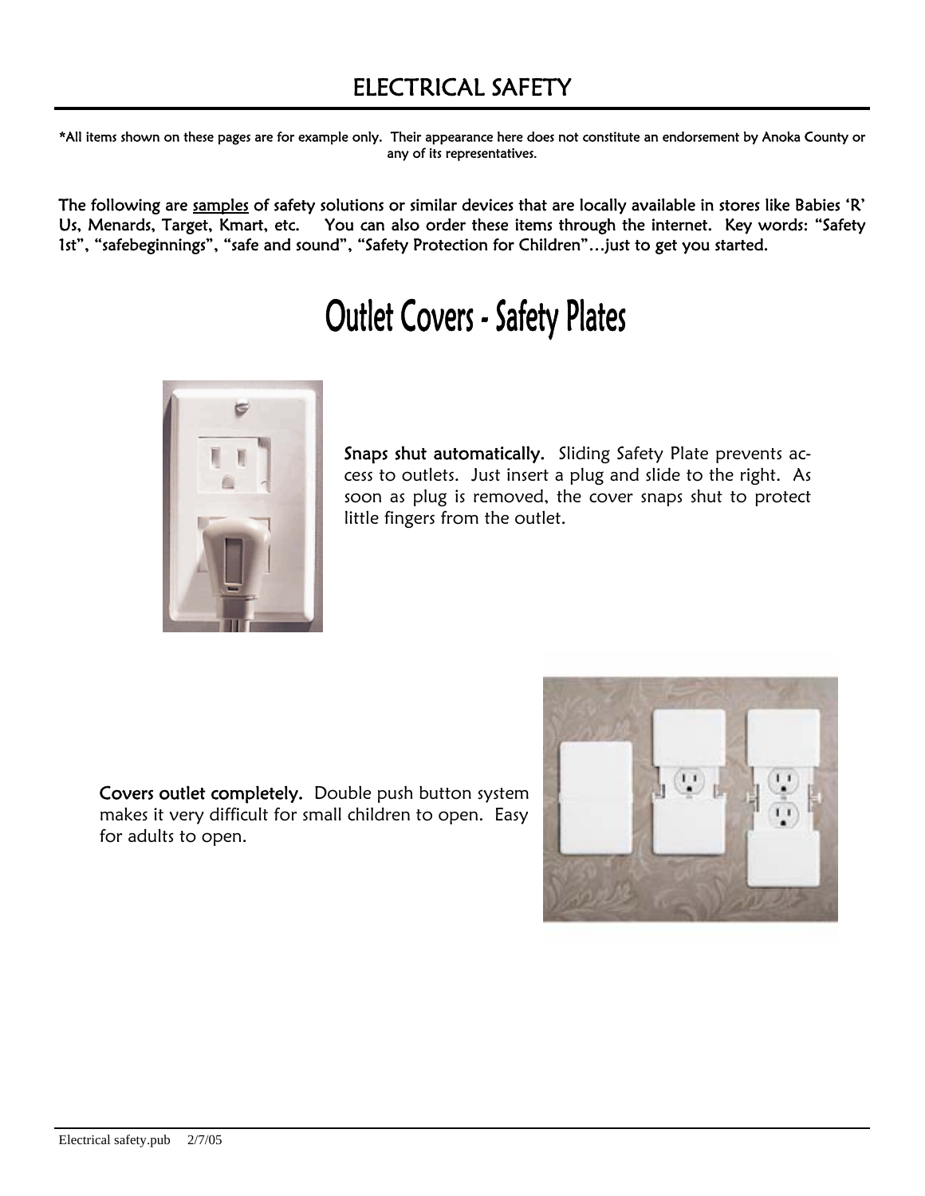# ELECTRICAL SAFETY

*All items shown on these pages are for example only. Their appearance here does not constitute an endorsement by Anoka County or any of its representatives.

The following are <u>samples</u> of safety solutions or similar devices that are locally available in stores like Babies 'R' Us, Menards, Target, Kmart, etc. You can also order these items through the internet. Key words: "Safety 1st", "safebeginnings", "safe and sound", "Safety Protection for Children"…just to get you started.

## Outlet Covers - Safety Plates

**Snaps shut automatically.** Sliding Safety Plate prevents access to outlets. Just insert a plug and slide to the right. As soon as plug is removed, the cover snaps shut to protect little fingers from the outlet.

**Covers outlet completely.** Double push button system makes it very difficult for small children to open. Easy for adults to open.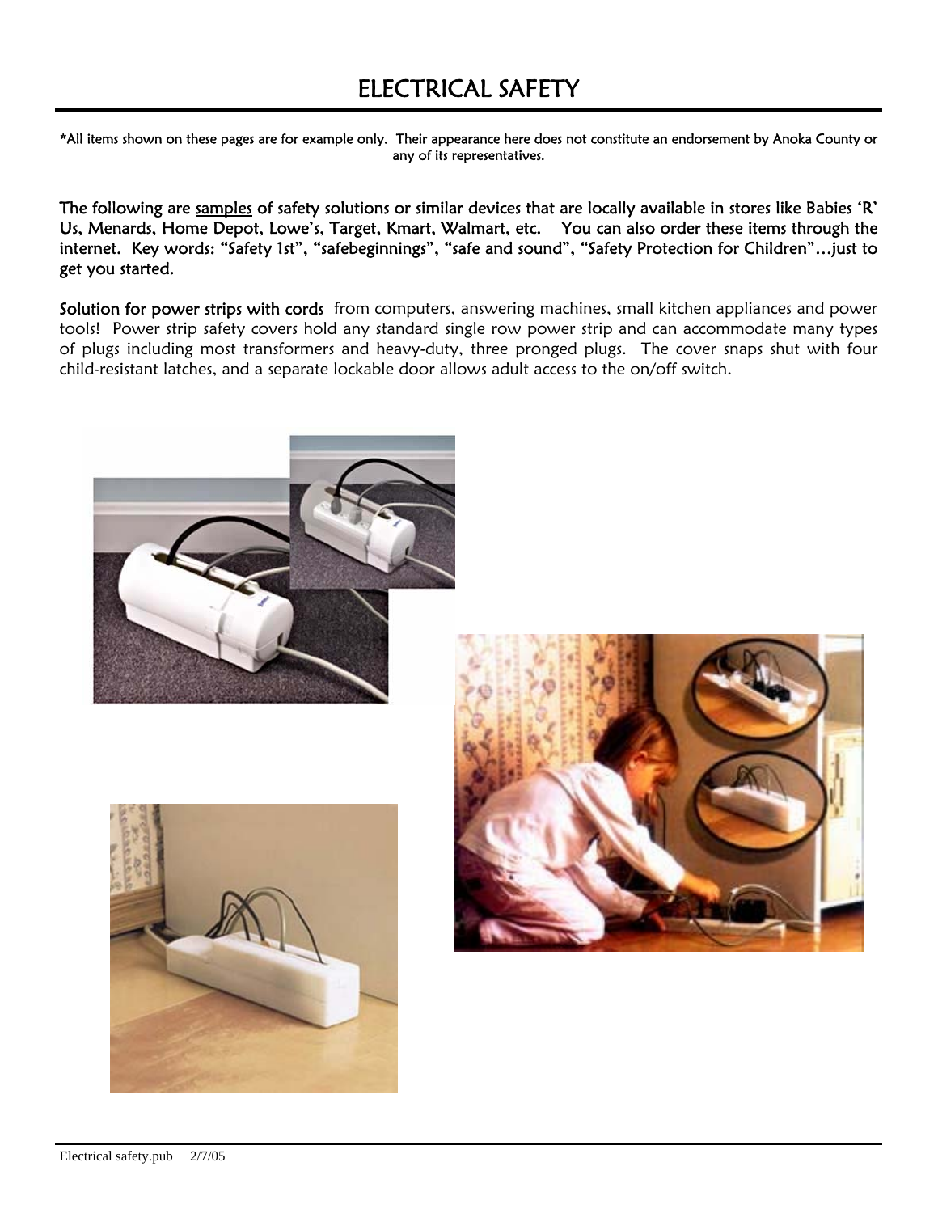# ELECTRICAL SAFETY

*All items shown on these pages are for example only. Their appearance here does not constitute an endorsement by Anoka County or any of its representatives.

The following are samples of safety solutions or similar devices that are locally available in stores like Babies 'R' Us, Menards, Home Depot, Lowe's, Target, Kmart, Walmart, etc. You can also order these items through the internet. Key words: "Safety 1st", "safebeginnings", "safe and sound", "Safety Protection for Children"…just to get you started.

**Solution for power strips with cords** from computers, answering machines, small kitchen appliances and power tools! Power strip safety covers hold any standard single row power strip and can accommodate many types of plugs including most transformers and heavy-duty, three pronged plugs. The cover snaps shut with four child-resistant latches, and a separate lockable door allows adult access to the on/off switch.

Electrical safety.pub 2/7/05